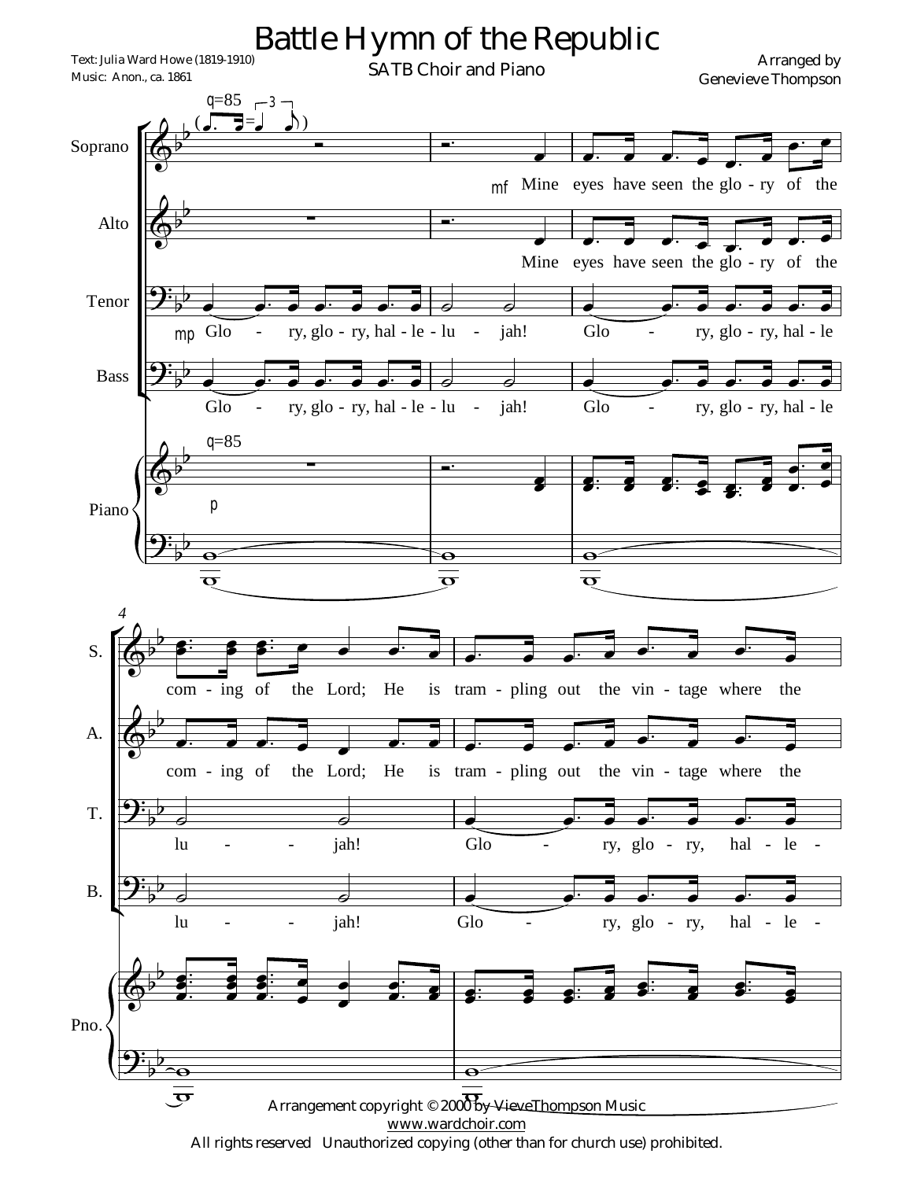# Battle Hymn of the Republic

SATB Choir and Piano

Text: Julia Ward Howe (1819-1910)
Music: Anon., ca. 1861

Arranged by
Genevieve Thompson

Soprano / Alto: Mine eyes have seen the glo - ry of the com - ing of the Lord; He is tram - pling out the vin - tage where the

Tenor / Bass: Glo - ry, glo - ry, hal - le - lu - jah! Glo - ry, glo - ry, hal - le lu - jah! Glo - ry, glo - ry, hal - le -

Arrangement copyright © 2000 by VieveThompson Music
www.wardchoir.com
All rights reserved Unauthorized copying (other than for church use) prohibited.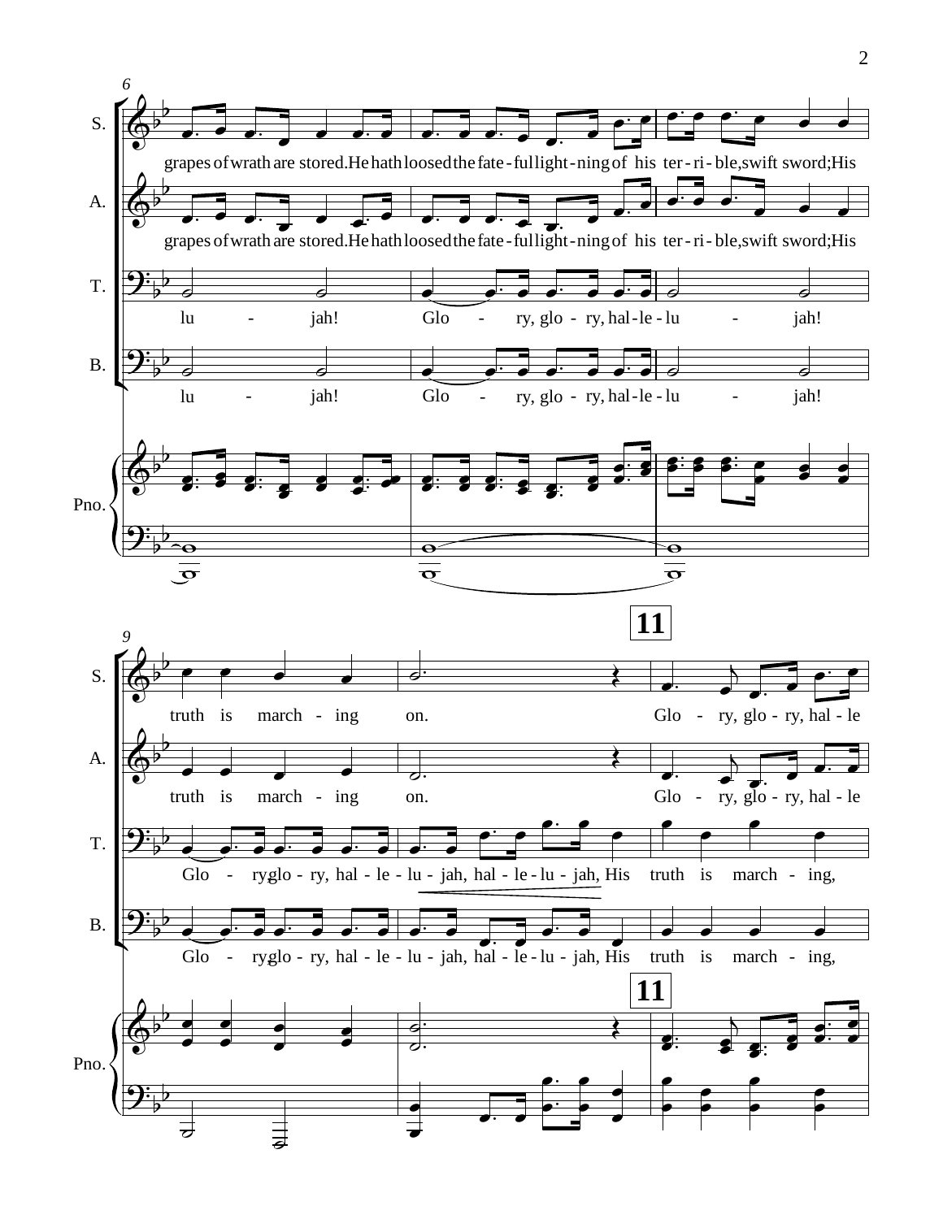6

S. grapes of wrath are stored. He hath loosed the fate - ful light - ning of his ter - ri - ble, swift sword; His

A. grapes of wrath are stored. He hath loosed the fate - ful light - ning of his ter - ri - ble, swift sword; His

T. lu - jah! Glo - ry, glo - ry, hal - le - lu - jah!

B. lu - jah! Glo - ry, glo - ry, hal - le - lu - jah!

Pno.

9

**11**

S. truth is march - ing on. Glo - ry, glo - ry, hal - le

A. truth is march - ing on. Glo - ry, glo - ry, hal - le

T. Glo - ry glo - ry, hal - le - lu - jah, hal - le - lu - jah, His truth is march - ing,

B. Glo - ry glo - ry, hal - le - lu - jah, hal - le - lu - jah, His truth is march - ing,

Pno.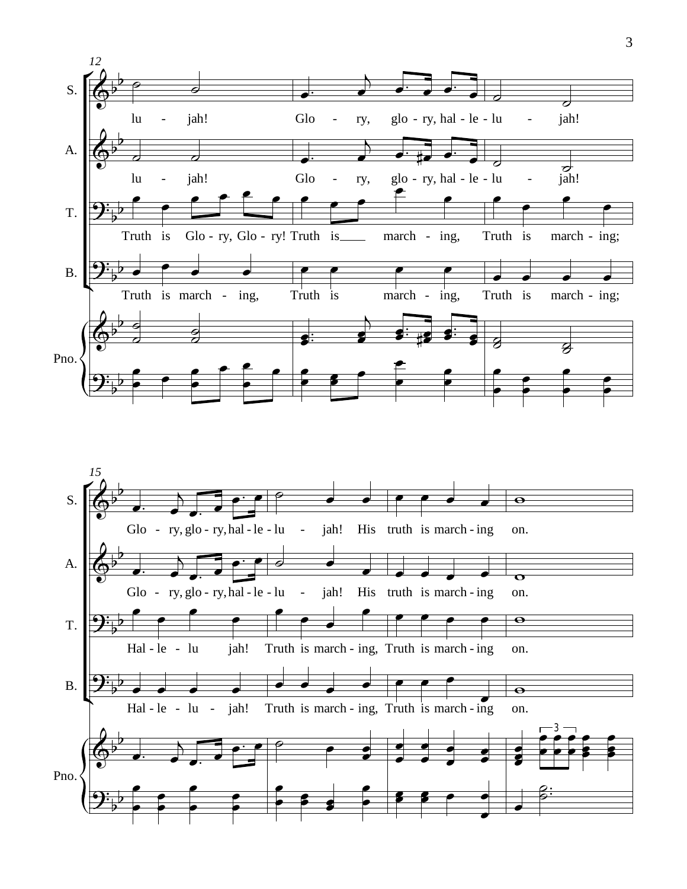12

S. lu - jah! Glo - ry, glo - ry, hal - le - lu - jah!

A. lu - jah! Glo - ry, glo - ry, hal - le - lu - jah!

T. Truth is Glo - ry, Glo - ry! Truth is march - ing, Truth is march - ing;

B. Truth is march - ing, Truth is march - ing, Truth is march - ing;

Pno.

15

S. Glo - ry, glo - ry, hal - le - lu - jah! His truth is march - ing on.

A. Glo - ry, glo - ry, hal - le - lu - jah! His truth is march - ing on.

T. Hal - le - lu jah! Truth is march - ing, Truth is march - ing on.

B. Hal - le - lu - jah! Truth is march - ing, Truth is march - ing on.

Pno.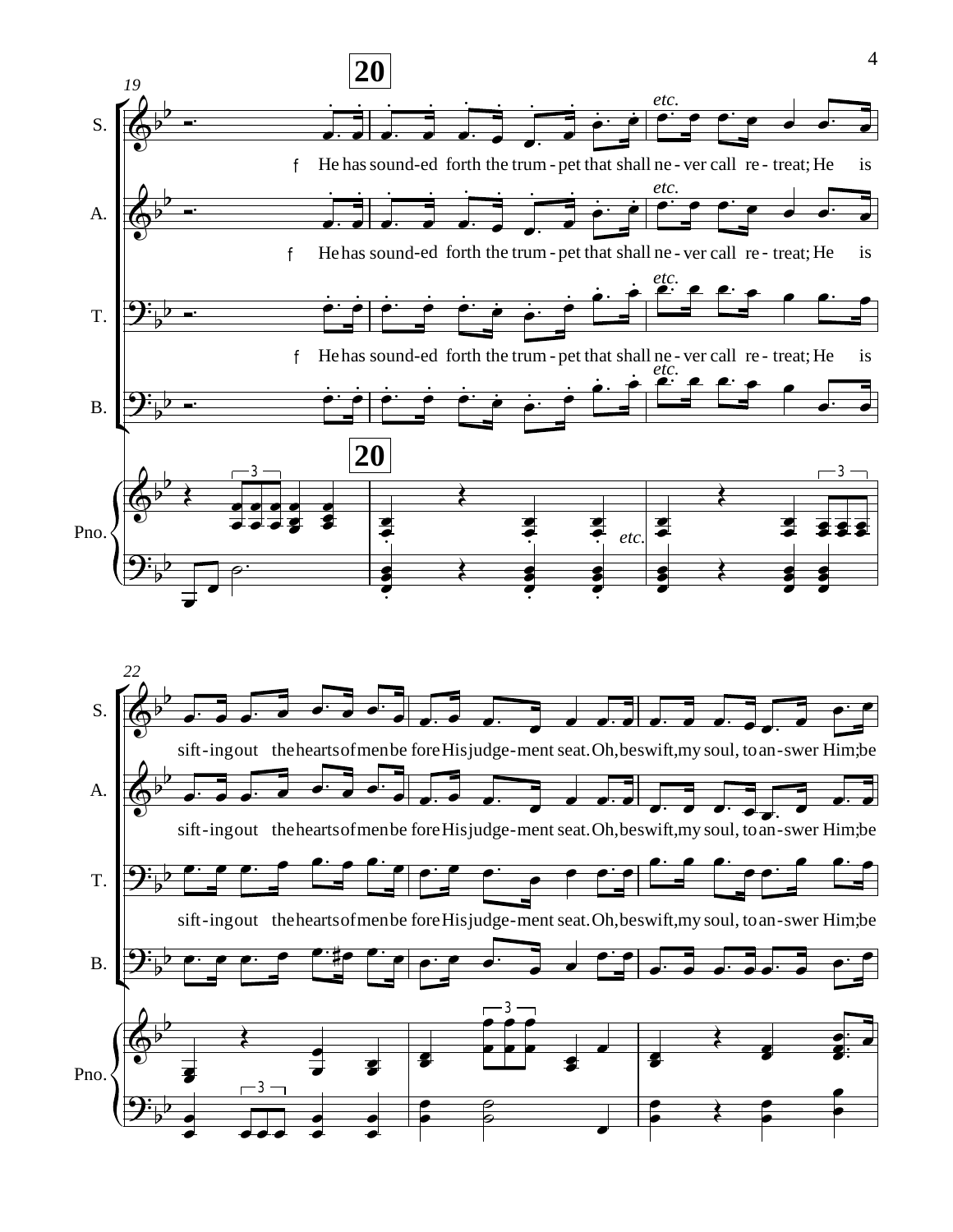**20**

*etc.*

f He has sound-ed forth the trum-pet that shall ne-ver call re-treat; He is

sift-ing out the hearts of men be fore His judge-ment seat. Oh, be swift, my soul, to an-swer Him; be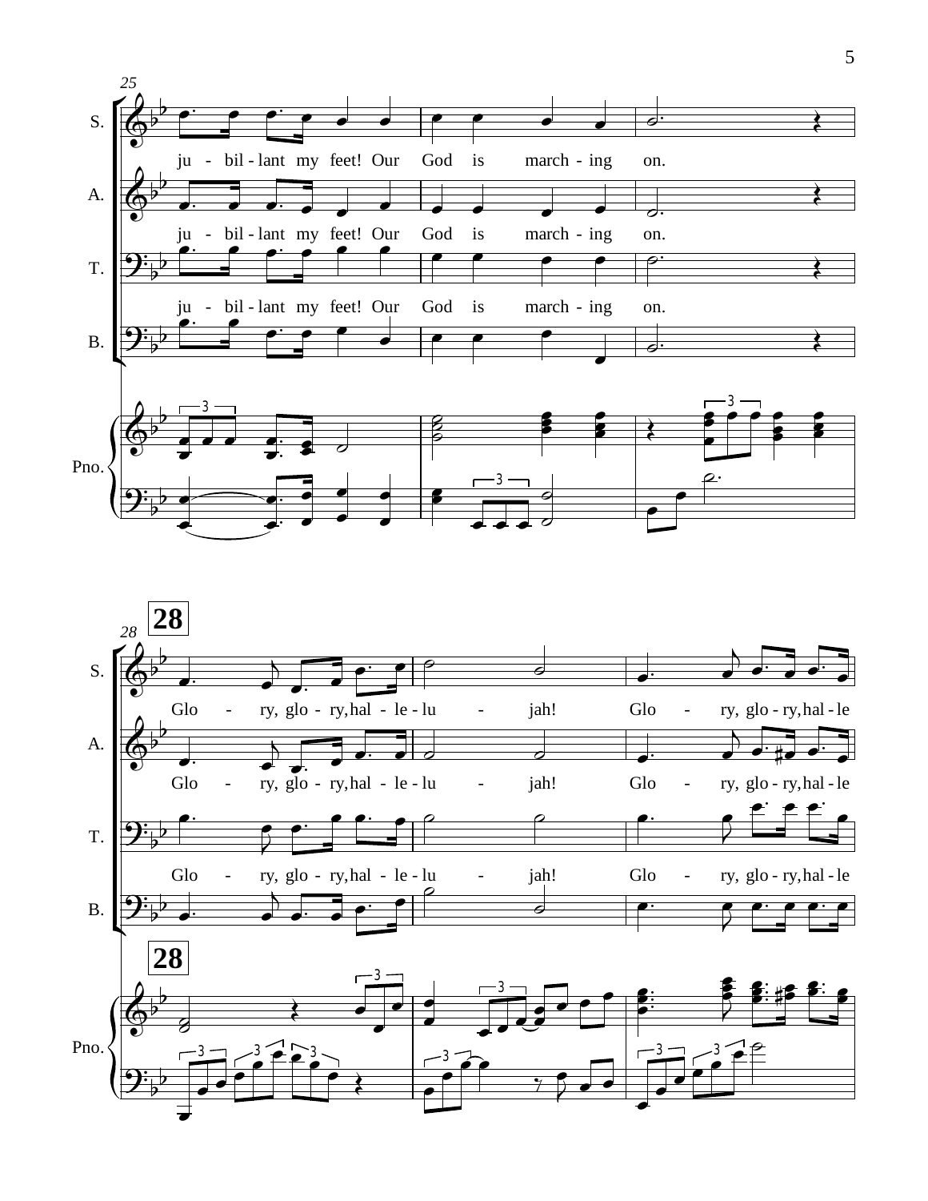25

S.

ju - bil - lant my feet! Our God is march - ing on.

A.

ju - bil - lant my feet! Our God is march - ing on.

T.

ju - bil - lant my feet! Our God is march - ing on.

B.

Pno.

**28**

28

S.

Glo - ry, glo - ry, hal - le - lu - jah! Glo - ry, glo - ry, hal - le

A.

Glo - ry, glo - ry, hal - le - lu - jah! Glo - ry, glo - ry, hal - le

T.

Glo - ry, glo - ry, hal - le - lu - jah! Glo - ry, glo - ry, hal - le

B.

**28**

Pno.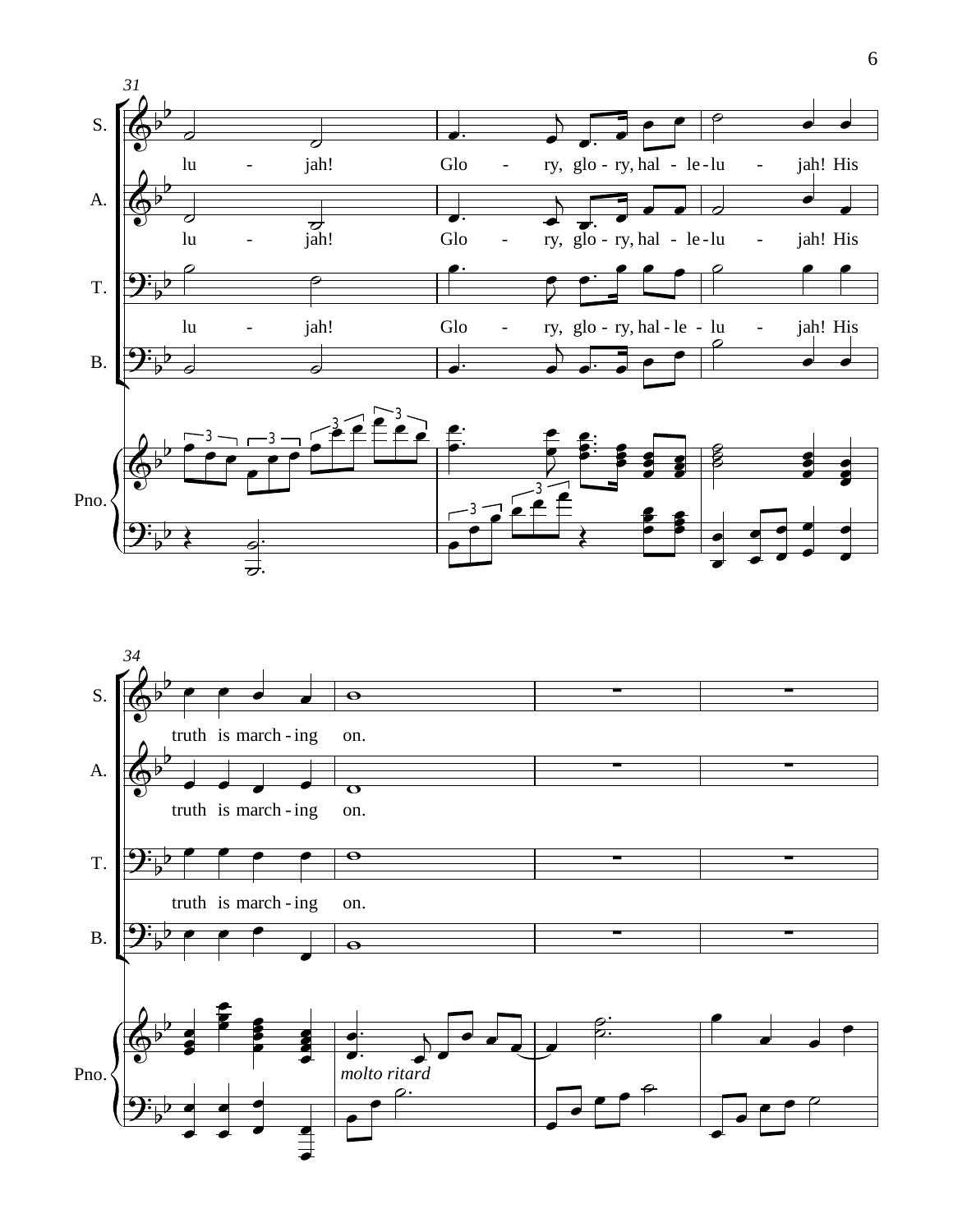31

S.

lu - jah! Glo - ry, glo - ry, hal - le - lu - jah! His

A.

lu - jah! Glo - ry, glo - ry, hal - le - lu - jah! His

T.

lu - jah! Glo - ry, glo - ry, hal - le - lu - jah! His

B.

Pno.

34

S.

truth is march - ing on.

A.

truth is march - ing on.

T.

truth is march - ing on.

B.

Pno.

*molto ritard*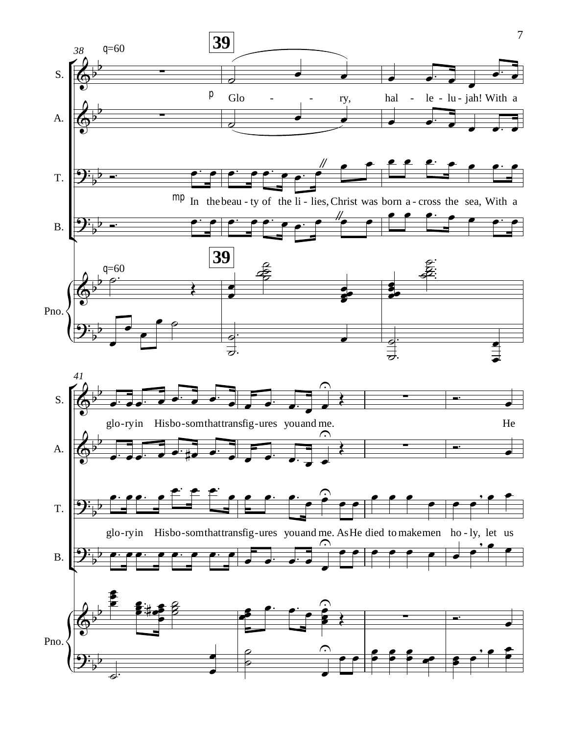38 q=60

**39**

S.

p

Glo - - ry, hal - le - lu - jah! With a

A.

T.

mp In the beau - ty of the li - lies, Christ was born a - cross the sea, With a

B.

q=60

**39**

Pno.

41

S.

glo - ry in His bo - som that trans fig - ures you and me. He

A.

T.

glo - ry in His bo - som that trans fig - ures you and me. As He died to make men ho - ly, let us

B.

Pno.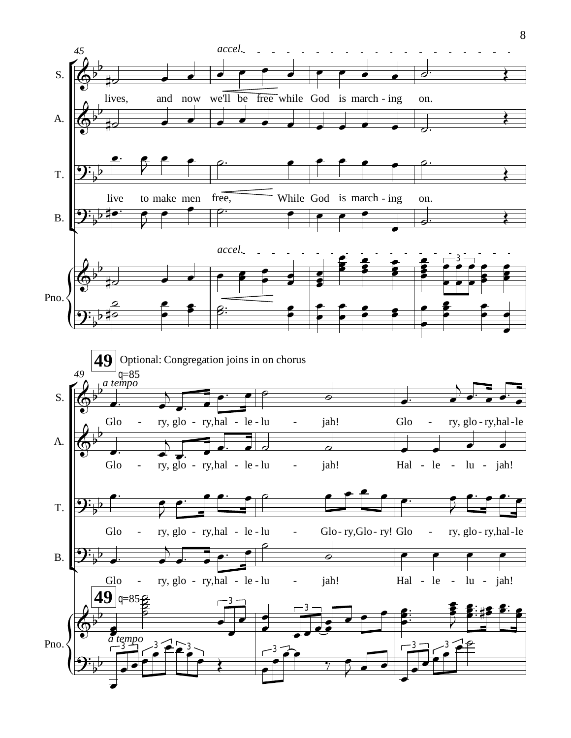**49** Optional: Congregation joins in on chorus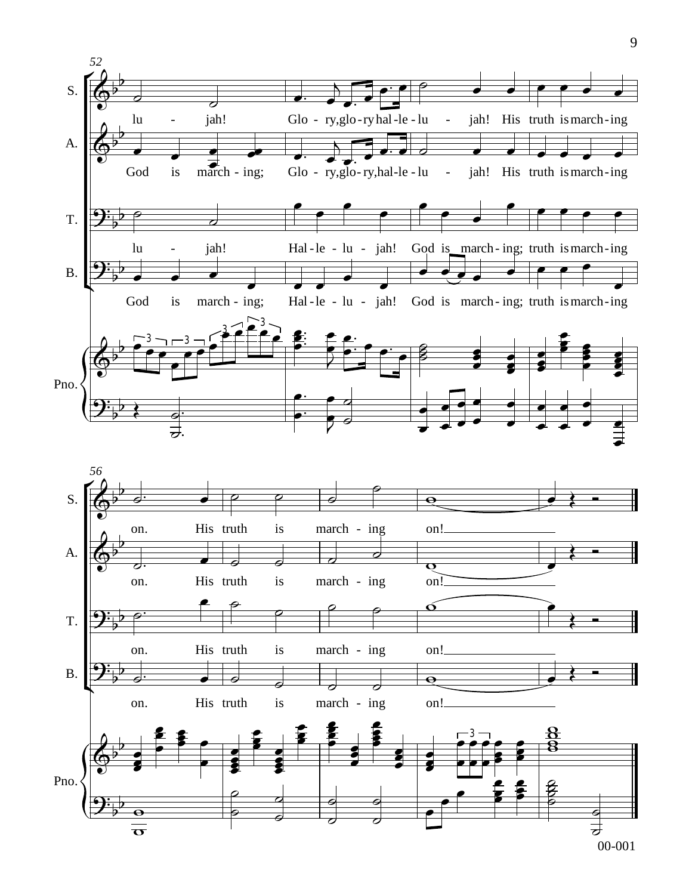52

S.

lu - jah! Glo - ry, glo - ry hal - le - lu - jah! His truth is march - ing

A.

God is march - ing; Glo - ry, glo - ry, hal - le - lu - jah! His truth is march - ing

T.

lu - jah! Hal - le - lu - jah! God is march - ing; truth is march - ing

B.

God is march - ing; Hal - le - lu - jah! God is march - ing; truth is march - ing

Pno.

56

S.

on. His truth is march - ing on!

A.

on. His truth is march - ing on!

T.

on. His truth is march - ing on!

B.

on. His truth is march - ing on!

Pno.

00-001